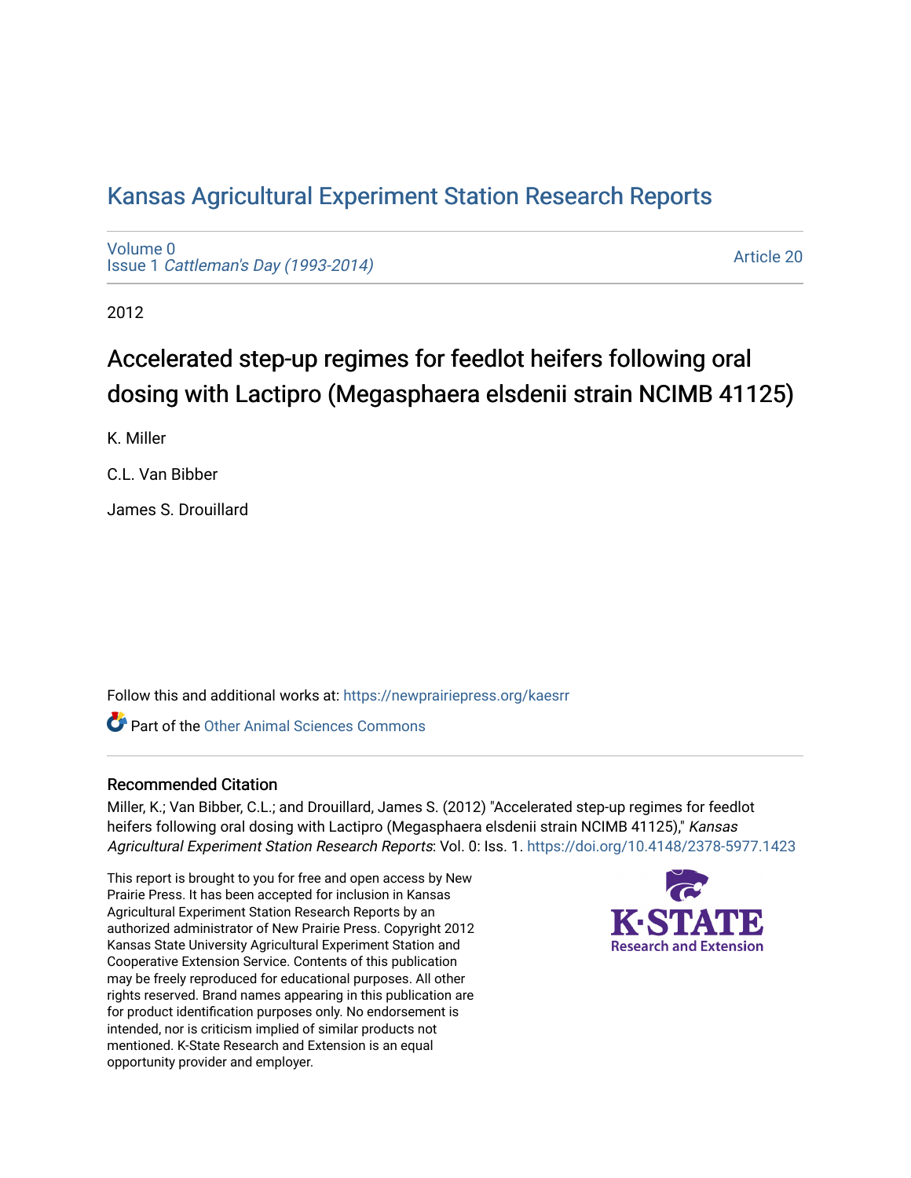# Kansas Agricultural Experiment Station Research Reports

Volume 0
Issue 1 *Cattleman's Day (1993-2014)*

Article 20

2012

## Accelerated step-up regimes for feedlot heifers following oral dosing with Lactipro (Megasphaera elsdenii strain NCIMB 41125)

K. Miller

C.L. Van Bibber

James S. Drouillard

Follow this and additional works at: https://newprairiepress.org/kaesrr

Part of the Other Animal Sciences Commons

### Recommended Citation

Miller, K.; Van Bibber, C.L.; and Drouillard, James S. (2012) "Accelerated step-up regimes for feedlot heifers following oral dosing with Lactipro (Megasphaera elsdenii strain NCIMB 41125)," *Kansas Agricultural Experiment Station Research Reports*: Vol. 0: Iss. 1. https://doi.org/10.4148/2378-5977.1423

This report is brought to you for free and open access by New Prairie Press. It has been accepted for inclusion in Kansas Agricultural Experiment Station Research Reports by an authorized administrator of New Prairie Press. Copyright 2012 Kansas State University Agricultural Experiment Station and Cooperative Extension Service. Contents of this publication may be freely reproduced for educational purposes. All other rights reserved. Brand names appearing in this publication are for product identification purposes only. No endorsement is intended, nor is criticism implied of similar products not mentioned. K-State Research and Extension is an equal opportunity provider and employer.

K-STATE Research and Extension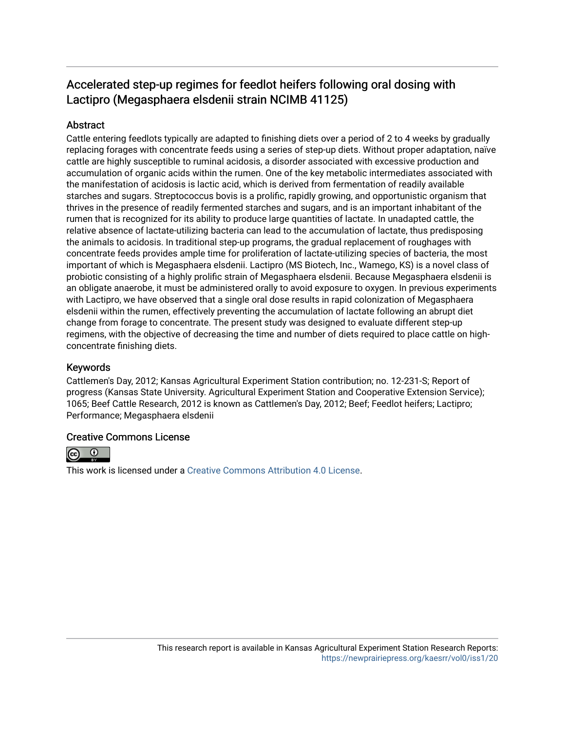# Accelerated step-up regimes for feedlot heifers following oral dosing with Lactipro (Megasphaera elsdenii strain NCIMB 41125)

## Abstract

Cattle entering feedlots typically are adapted to finishing diets over a period of 2 to 4 weeks by gradually replacing forages with concentrate feeds using a series of step-up diets. Without proper adaptation, naïve cattle are highly susceptible to ruminal acidosis, a disorder associated with excessive production and accumulation of organic acids within the rumen. One of the key metabolic intermediates associated with the manifestation of acidosis is lactic acid, which is derived from fermentation of readily available starches and sugars. Streptococcus bovis is a prolific, rapidly growing, and opportunistic organism that thrives in the presence of readily fermented starches and sugars, and is an important inhabitant of the rumen that is recognized for its ability to produce large quantities of lactate. In unadapted cattle, the relative absence of lactate-utilizing bacteria can lead to the accumulation of lactate, thus predisposing the animals to acidosis. In traditional step-up programs, the gradual replacement of roughages with concentrate feeds provides ample time for proliferation of lactate-utilizing species of bacteria, the most important of which is Megasphaera elsdenii. Lactipro (MS Biotech, Inc., Wamego, KS) is a novel class of probiotic consisting of a highly prolific strain of Megasphaera elsdenii. Because Megasphaera elsdenii is an obligate anaerobe, it must be administered orally to avoid exposure to oxygen. In previous experiments with Lactipro, we have observed that a single oral dose results in rapid colonization of Megasphaera elsdenii within the rumen, effectively preventing the accumulation of lactate following an abrupt diet change from forage to concentrate. The present study was designed to evaluate different step-up regimens, with the objective of decreasing the time and number of diets required to place cattle on high-concentrate finishing diets.

## Keywords

Cattlemen's Day, 2012; Kansas Agricultural Experiment Station contribution; no. 12-231-S; Report of progress (Kansas State University. Agricultural Experiment Station and Cooperative Extension Service); 1065; Beef Cattle Research, 2012 is known as Cattlemen's Day, 2012; Beef; Feedlot heifers; Lactipro; Performance; Megasphaera elsdenii

## Creative Commons License

This work is licensed under a Creative Commons Attribution 4.0 License.

This research report is available in Kansas Agricultural Experiment Station Research Reports: https://newprairiepress.org/kaesrr/vol0/iss1/20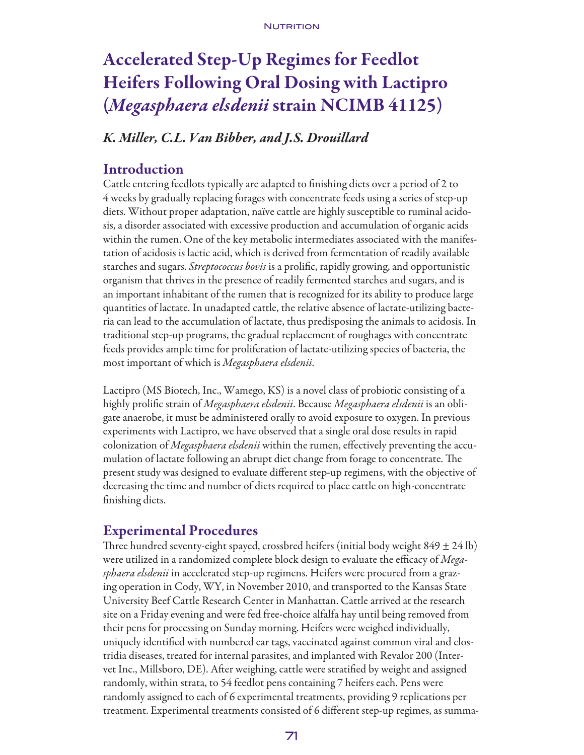# Accelerated Step-Up Regimes for Feedlot Heifers Following Oral Dosing with Lactipro (*Megasphaera elsdenii* strain NCIMB 41125)

*K. Miller, C.L. Van Bibber, and J.S. Drouillard*

## Introduction

Cattle entering feedlots typically are adapted to finishing diets over a period of 2 to 4 weeks by gradually replacing forages with concentrate feeds using a series of step-up diets. Without proper adaptation, naïve cattle are highly susceptible to ruminal acidosis, a disorder associated with excessive production and accumulation of organic acids within the rumen. One of the key metabolic intermediates associated with the manifestation of acidosis is lactic acid, which is derived from fermentation of readily available starches and sugars. *Streptococcus bovis* is a prolific, rapidly growing, and opportunistic organism that thrives in the presence of readily fermented starches and sugars, and is an important inhabitant of the rumen that is recognized for its ability to produce large quantities of lactate. In unadapted cattle, the relative absence of lactate-utilizing bacteria can lead to the accumulation of lactate, thus predisposing the animals to acidosis. In traditional step-up programs, the gradual replacement of roughages with concentrate feeds provides ample time for proliferation of lactate-utilizing species of bacteria, the most important of which is *Megasphaera elsdenii*.

Lactipro (MS Biotech, Inc., Wamego, KS) is a novel class of probiotic consisting of a highly prolific strain of *Megasphaera elsdenii*. Because *Megasphaera elsdenii* is an obligate anaerobe, it must be administered orally to avoid exposure to oxygen. In previous experiments with Lactipro, we have observed that a single oral dose results in rapid colonization of *Megasphaera elsdenii* within the rumen, effectively preventing the accumulation of lactate following an abrupt diet change from forage to concentrate. The present study was designed to evaluate different step-up regimens, with the objective of decreasing the time and number of diets required to place cattle on high-concentrate finishing diets.

## Experimental Procedures

Three hundred seventy-eight spayed, crossbred heifers (initial body weight 849 ± 24 lb) were utilized in a randomized complete block design to evaluate the efficacy of *Megasphaera elsdenii* in accelerated step-up regimens. Heifers were procured from a grazing operation in Cody, WY, in November 2010, and transported to the Kansas State University Beef Cattle Research Center in Manhattan. Cattle arrived at the research site on a Friday evening and were fed free-choice alfalfa hay until being removed from their pens for processing on Sunday morning. Heifers were weighed individually, uniquely identified with numbered ear tags, vaccinated against common viral and clostridia diseases, treated for internal parasites, and implanted with Revalor 200 (Intervet Inc., Millsboro, DE). After weighing, cattle were stratified by weight and assigned randomly, within strata, to 54 feedlot pens containing 7 heifers each. Pens were randomly assigned to each of 6 experimental treatments, providing 9 replications per treatment. Experimental treatments consisted of 6 different step-up regimes, as summa-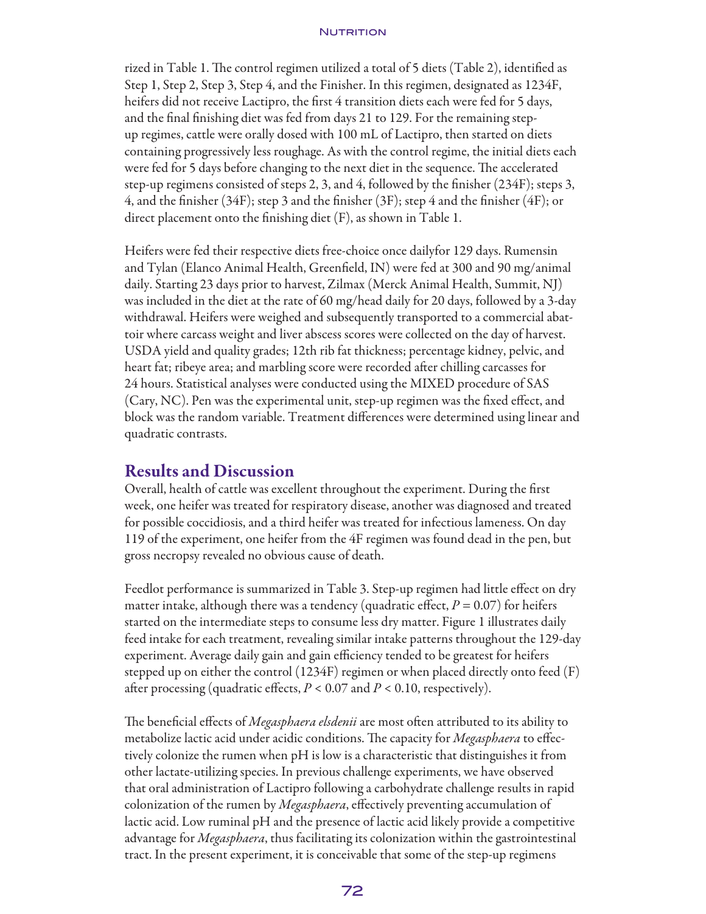rized in Table 1. The control regimen utilized a total of 5 diets (Table 2), identified as Step 1, Step 2, Step 3, Step 4, and the Finisher. In this regimen, designated as 1234F, heifers did not receive Lactipro, the first 4 transition diets each were fed for 5 days, and the final finishing diet was fed from days 21 to 129. For the remaining step-up regimes, cattle were orally dosed with 100 mL of Lactipro, then started on diets containing progressively less roughage. As with the control regime, the initial diets each were fed for 5 days before changing to the next diet in the sequence. The accelerated step-up regimens consisted of steps 2, 3, and 4, followed by the finisher (234F); steps 3, 4, and the finisher (34F); step 3 and the finisher (3F); step 4 and the finisher (4F); or direct placement onto the finishing diet (F), as shown in Table 1.

Heifers were fed their respective diets free-choice once dailyfor 129 days. Rumensin and Tylan (Elanco Animal Health, Greenfield, IN) were fed at 300 and 90 mg/animal daily. Starting 23 days prior to harvest, Zilmax (Merck Animal Health, Summit, NJ) was included in the diet at the rate of 60 mg/head daily for 20 days, followed by a 3-day withdrawal. Heifers were weighed and subsequently transported to a commercial abattoir where carcass weight and liver abscess scores were collected on the day of harvest. USDA yield and quality grades; 12th rib fat thickness; percentage kidney, pelvic, and heart fat; ribeye area; and marbling score were recorded after chilling carcasses for 24 hours. Statistical analyses were conducted using the MIXED procedure of SAS (Cary, NC). Pen was the experimental unit, step-up regimen was the fixed effect, and block was the random variable. Treatment differences were determined using linear and quadratic contrasts.

## Results and Discussion

Overall, health of cattle was excellent throughout the experiment. During the first week, one heifer was treated for respiratory disease, another was diagnosed and treated for possible coccidiosis, and a third heifer was treated for infectious lameness. On day 119 of the experiment, one heifer from the 4F regimen was found dead in the pen, but gross necropsy revealed no obvious cause of death.

Feedlot performance is summarized in Table 3. Step-up regimen had little effect on dry matter intake, although there was a tendency (quadratic effect, $P = 0.07$) for heifers started on the intermediate steps to consume less dry matter. Figure 1 illustrates daily feed intake for each treatment, revealing similar intake patterns throughout the 129-day experiment. Average daily gain and gain efficiency tended to be greatest for heifers stepped up on either the control (1234F) regimen or when placed directly onto feed (F) after processing (quadratic effects, $P < 0.07$ and $P < 0.10$, respectively).

The beneficial effects of *Megasphaera elsdenii* are most often attributed to its ability to metabolize lactic acid under acidic conditions. The capacity for *Megasphaera* to effectively colonize the rumen when pH is low is a characteristic that distinguishes it from other lactate-utilizing species. In previous challenge experiments, we have observed that oral administration of Lactipro following a carbohydrate challenge results in rapid colonization of the rumen by *Megasphaera*, effectively preventing accumulation of lactic acid. Low ruminal pH and the presence of lactic acid likely provide a competitive advantage for *Megasphaera*, thus facilitating its colonization within the gastrointestinal tract. In the present experiment, it is conceivable that some of the step-up regimens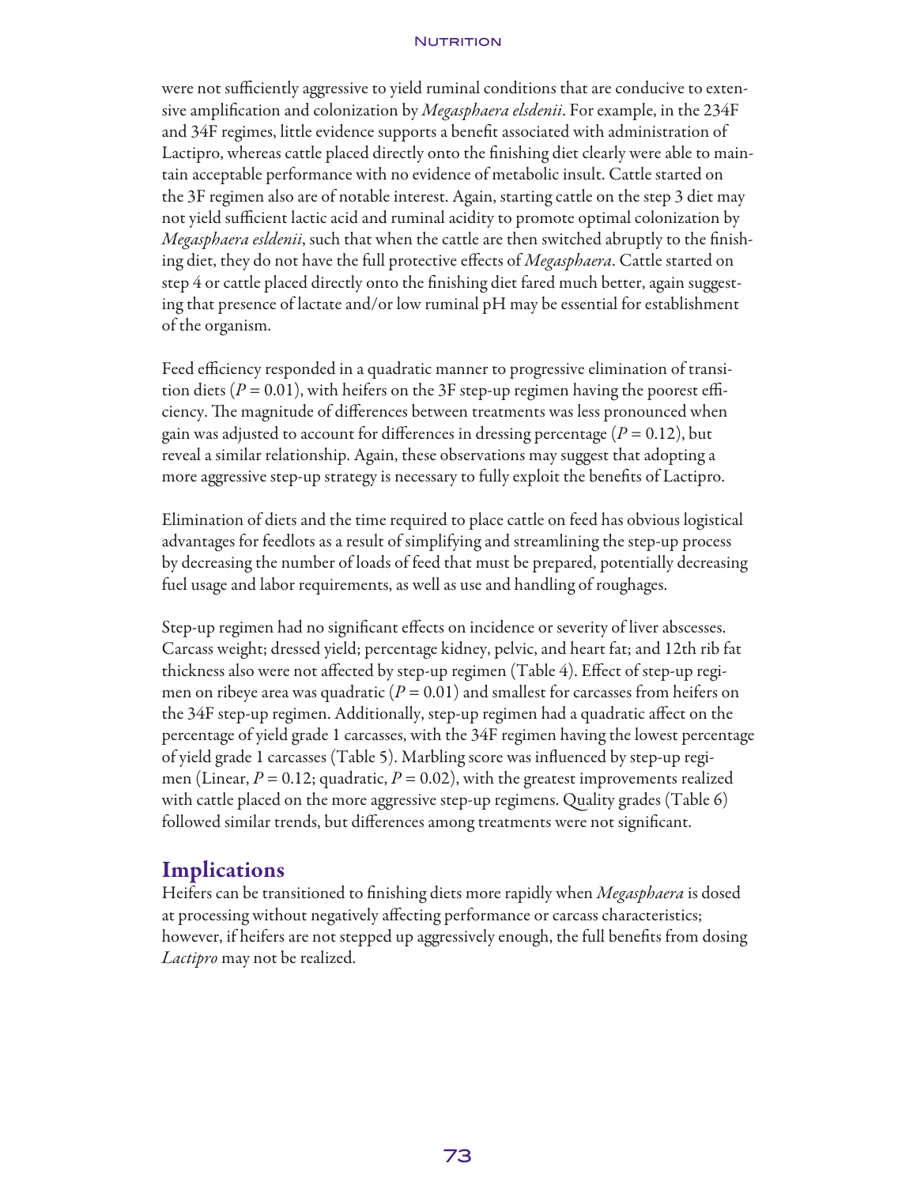were not sufficiently aggressive to yield ruminal conditions that are conducive to extensive amplification and colonization by *Megasphaera elsdenii*. For example, in the 234F and 34F regimes, little evidence supports a benefit associated with administration of Lactipro, whereas cattle placed directly onto the finishing diet clearly were able to maintain acceptable performance with no evidence of metabolic insult. Cattle started on the 3F regimen also are of notable interest. Again, starting cattle on the step 3 diet may not yield sufficient lactic acid and ruminal acidity to promote optimal colonization by *Megasphaera esldenii*, such that when the cattle are then switched abruptly to the finishing diet, they do not have the full protective effects of *Megasphaera*. Cattle started on step 4 or cattle placed directly onto the finishing diet fared much better, again suggesting that presence of lactate and/or low ruminal pH may be essential for establishment of the organism.

Feed efficiency responded in a quadratic manner to progressive elimination of transition diets ($P = 0.01$), with heifers on the 3F step-up regimen having the poorest efficiency. The magnitude of differences between treatments was less pronounced when gain was adjusted to account for differences in dressing percentage ($P = 0.12$), but reveal a similar relationship. Again, these observations may suggest that adopting a more aggressive step-up strategy is necessary to fully exploit the benefits of Lactipro.

Elimination of diets and the time required to place cattle on feed has obvious logistical advantages for feedlots as a result of simplifying and streamlining the step-up process by decreasing the number of loads of feed that must be prepared, potentially decreasing fuel usage and labor requirements, as well as use and handling of roughages.

Step-up regimen had no significant effects on incidence or severity of liver abscesses. Carcass weight; dressed yield; percentage kidney, pelvic, and heart fat; and 12th rib fat thickness also were not affected by step-up regimen (Table 4). Effect of step-up regimen on ribeye area was quadratic ($P = 0.01$) and smallest for carcasses from heifers on the 34F step-up regimen. Additionally, step-up regimen had a quadratic affect on the percentage of yield grade 1 carcasses, with the 34F regimen having the lowest percentage of yield grade 1 carcasses (Table 5). Marbling score was influenced by step-up regimen (Linear, $P = 0.12$; quadratic, $P = 0.02$), with the greatest improvements realized with cattle placed on the more aggressive step-up regimens. Quality grades (Table 6) followed similar trends, but differences among treatments were not significant.

## Implications

Heifers can be transitioned to finishing diets more rapidly when *Megasphaera* is dosed at processing without negatively affecting performance or carcass characteristics; however, if heifers are not stepped up aggressively enough, the full benefits from dosing *Lactipro* may not be realized.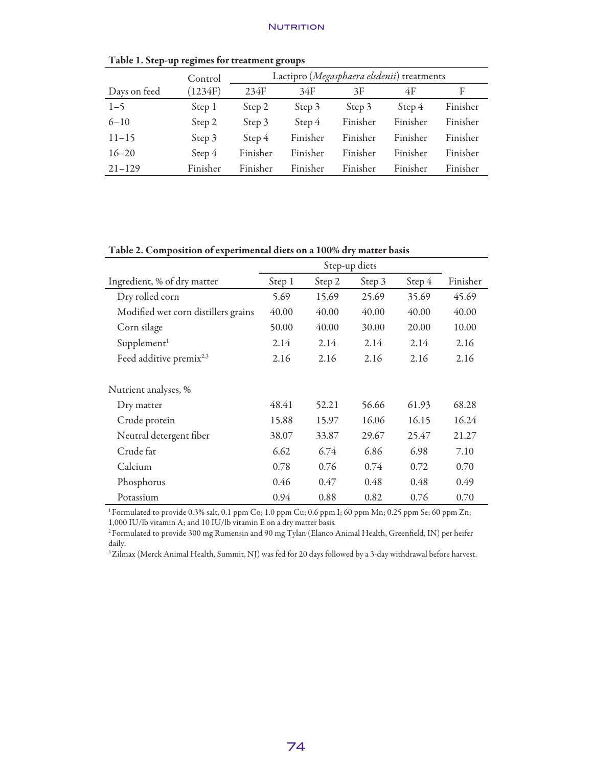**Table 1. Step-up regimes for treatment groups**

| Days on feed | Control (1234F) | Lactipro (*Megasphaera elsdenii*) treatments | | | | |
|---|---|---|---|---|---|---|
| | | 234F | 34F | 3F | 4F | F |
| 1–5 | Step 1 | Step 2 | Step 3 | Step 3 | Step 4 | Finisher |
| 6–10 | Step 2 | Step 3 | Step 4 | Finisher | Finisher | Finisher |
| 11–15 | Step 3 | Step 4 | Finisher | Finisher | Finisher | Finisher |
| 16–20 | Step 4 | Finisher | Finisher | Finisher | Finisher | Finisher |
| 21–129 | Finisher | Finisher | Finisher | Finisher | Finisher | Finisher |

**Table 2. Composition of experimental diets on a 100% dry matter basis**

| Ingredient, % of dry matter | Step-up diets | | | | Finisher |
|---|---|---|---|---|---|
| | Step 1 | Step 2 | Step 3 | Step 4 | |
| Dry rolled corn | 5.69 | 15.69 | 25.69 | 35.69 | 45.69 |
| Modified wet corn distillers grains | 40.00 | 40.00 | 40.00 | 40.00 | 40.00 |
| Corn silage | 50.00 | 40.00 | 30.00 | 20.00 | 10.00 |
| Supplement[1] | 2.14 | 2.14 | 2.14 | 2.14 | 2.16 |
| Feed additive premix[2,3] | 2.16 | 2.16 | 2.16 | 2.16 | 2.16 |
| | | | | | |
| Nutrient analyses, % | | | | | |
| Dry matter | 48.41 | 52.21 | 56.66 | 61.93 | 68.28 |
| Crude protein | 15.88 | 15.97 | 16.06 | 16.15 | 16.24 |
| Neutral detergent fiber | 38.07 | 33.87 | 29.67 | 25.47 | 21.27 |
| Crude fat | 6.62 | 6.74 | 6.86 | 6.98 | 7.10 |
| Calcium | 0.78 | 0.76 | 0.74 | 0.72 | 0.70 |
| Phosphorus | 0.46 | 0.47 | 0.48 | 0.48 | 0.49 |
| Potassium | 0.94 | 0.88 | 0.82 | 0.76 | 0.70 |

[1] Formulated to provide 0.3% salt, 0.1 ppm Co; 1.0 ppm Cu; 0.6 ppm I; 60 ppm Mn; 0.25 ppm Se; 60 ppm Zn; 1,000 IU/lb vitamin A; and 10 IU/lb vitamin E on a dry matter basis.

[2] Formulated to provide 300 mg Rumensin and 90 mg Tylan (Elanco Animal Health, Greenfield, IN) per heifer daily.

[3] Zilmax (Merck Animal Health, Summit, NJ) was fed for 20 days followed by a 3-day withdrawal before harvest.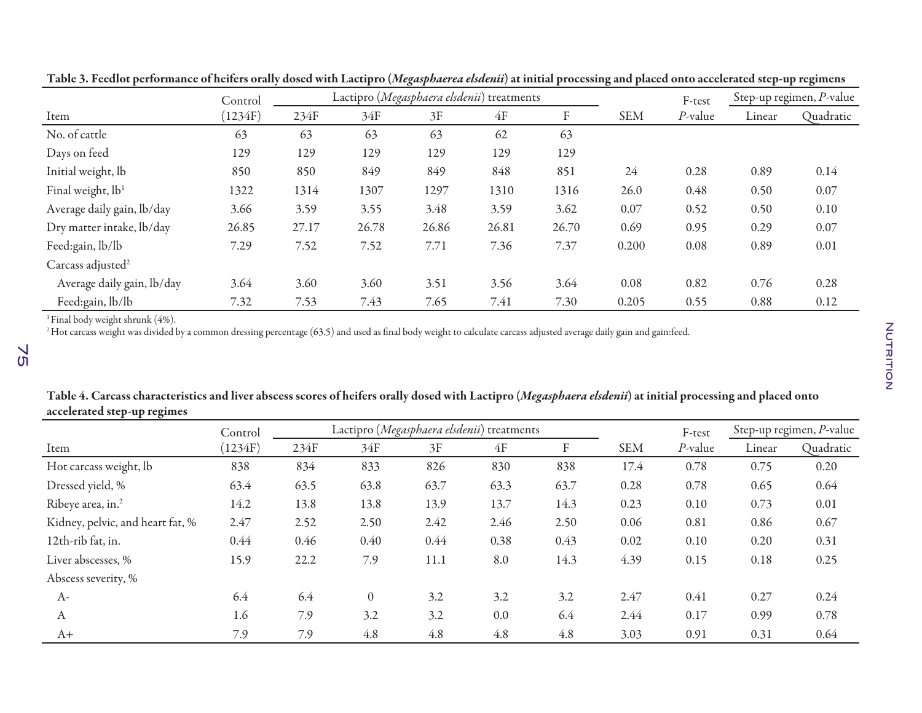**Table 3. Feedlot performance of heifers orally dosed with Lactipro (*Megasphaerea elsdenii*) at initial processing and placed onto accelerated step-up regimens**

| Item | Control (1234F) | Lactipro (*Megasphaera elsdenii*) treatments 234F | 34F | 3F | 4F | F | SEM | F-test *P*-value | Step-up regimen, *P*-value Linear | Quadratic |
|---|---|---|---|---|---|---|---|---|---|---|
| No. of cattle | 63 | 63 | 63 | 63 | 62 | 63 | | | | |
| Days on feed | 129 | 129 | 129 | 129 | 129 | 129 | | | | |
| Initial weight, lb | 850 | 850 | 849 | 849 | 848 | 851 | 24 | 0.28 | 0.89 | 0.14 |
| Final weight, lb[1] | 1322 | 1314 | 1307 | 1297 | 1310 | 1316 | 26.0 | 0.48 | 0.50 | 0.07 |
| Average daily gain, lb/day | 3.66 | 3.59 | 3.55 | 3.48 | 3.59 | 3.62 | 0.07 | 0.52 | 0.50 | 0.10 |
| Dry matter intake, lb/day | 26.85 | 27.17 | 26.78 | 26.86 | 26.81 | 26.70 | 0.69 | 0.95 | 0.29 | 0.07 |
| Feed:gain, lb/lb | 7.29 | 7.52 | 7.52 | 7.71 | 7.36 | 7.37 | 0.200 | 0.08 | 0.89 | 0.01 |
| Carcass adjusted[2] | | | | | | | | | | |
| Average daily gain, lb/day | 3.64 | 3.60 | 3.60 | 3.51 | 3.56 | 3.64 | 0.08 | 0.82 | 0.76 | 0.28 |
| Feed:gain, lb/lb | 7.32 | 7.53 | 7.43 | 7.65 | 7.41 | 7.30 | 0.205 | 0.55 | 0.88 | 0.12 |

[1] Final body weight shrunk (4%).
[2] Hot carcass weight was divided by a common dressing percentage (63.5) and used as final body weight to calculate carcass adjusted average daily gain and gain:feed.

**Table 4. Carcass characteristics and liver abscess scores of heifers orally dosed with Lactipro (*Megasphaera elsdenii*) at initial processing and placed onto accelerated step-up regimes**

| Item | Control (1234F) | Lactipro (*Megasphaera elsdenii*) treatments 234F | 34F | 3F | 4F | F | SEM | F-test *P*-value | Step-up regimen, *P*-value Linear | Quadratic |
|---|---|---|---|---|---|---|---|---|---|---|
| Hot carcass weight, lb | 838 | 834 | 833 | 826 | 830 | 838 | 17.4 | 0.78 | 0.75 | 0.20 |
| Dressed yield, % | 63.4 | 63.5 | 63.8 | 63.7 | 63.3 | 63.7 | 0.28 | 0.78 | 0.65 | 0.64 |
| Ribeye area, in.$^2$ | 14.2 | 13.8 | 13.8 | 13.9 | 13.7 | 14.3 | 0.23 | 0.10 | 0.73 | 0.01 |
| Kidney, pelvic, and heart fat, % | 2.47 | 2.52 | 2.50 | 2.42 | 2.46 | 2.50 | 0.06 | 0.81 | 0.86 | 0.67 |
| 12th-rib fat, in. | 0.44 | 0.46 | 0.40 | 0.44 | 0.38 | 0.43 | 0.02 | 0.10 | 0.20 | 0.31 |
| Liver abscesses, % | 15.9 | 22.2 | 7.9 | 11.1 | 8.0 | 14.3 | 4.39 | 0.15 | 0.18 | 0.25 |
| Abscess severity, % | | | | | | | | | | |
| A- | 6.4 | 6.4 | 0 | 3.2 | 3.2 | 3.2 | 2.47 | 0.41 | 0.27 | 0.24 |
| A | 1.6 | 7.9 | 3.2 | 3.2 | 0.0 | 6.4 | 2.44 | 0.17 | 0.99 | 0.78 |
| A+ | 7.9 | 7.9 | 4.8 | 4.8 | 4.8 | 4.8 | 3.03 | 0.91 | 0.31 | 0.64 |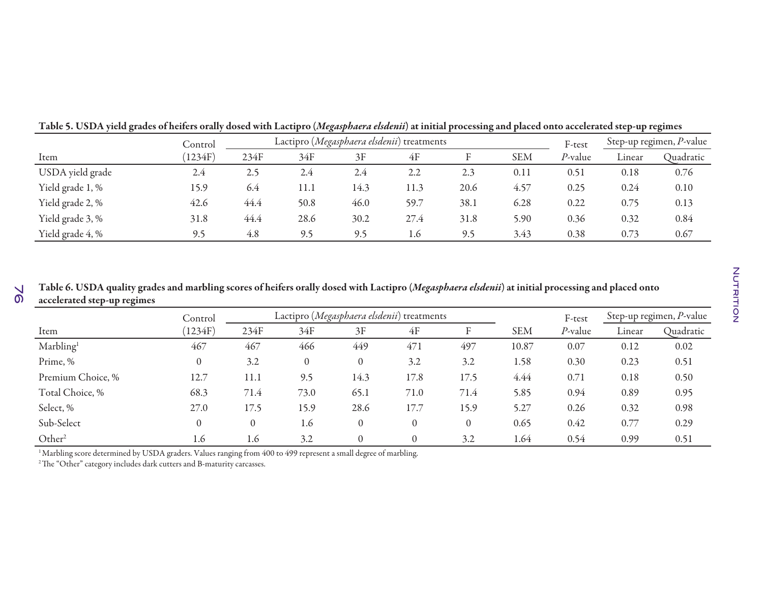**Table 5. USDA yield grades of heifers orally dosed with Lactipro (*Megasphaera elsdenii*) at initial processing and placed onto accelerated step-up regimes**

| | Control | Lactipro (*Megasphaera elsdenii*) treatments | | | | | | F-test | Step-up regimen, *P*-value | |
|---|---|---|---|---|---|---|---|---|---|---|
| Item | (1234F) | 234F | 34F | 3F | 4F | F | SEM | *P*-value | Linear | Quadratic |
| USDA yield grade | 2.4 | 2.5 | 2.4 | 2.4 | 2.2 | 2.3 | 0.11 | 0.51 | 0.18 | 0.76 |
| Yield grade 1, % | 15.9 | 6.4 | 11.1 | 14.3 | 11.3 | 20.6 | 4.57 | 0.25 | 0.24 | 0.10 |
| Yield grade 2, % | 42.6 | 44.4 | 50.8 | 46.0 | 59.7 | 38.1 | 6.28 | 0.22 | 0.75 | 0.13 |
| Yield grade 3, % | 31.8 | 44.4 | 28.6 | 30.2 | 27.4 | 31.8 | 5.90 | 0.36 | 0.32 | 0.84 |
| Yield grade 4, % | 9.5 | 4.8 | 9.5 | 9.5 | 1.6 | 9.5 | 3.43 | 0.38 | 0.73 | 0.67 |

**Table 6. USDA quality grades and marbling scores of heifers orally dosed with Lactipro (*Megasphaera elsdenii*) at initial processing and placed onto accelerated step-up regimes**

| | Control | Lactipro (*Megasphaera elsdenii*) treatments | | | | | | F-test | Step-up regimen, *P*-value | |
|---|---|---|---|---|---|---|---|---|---|---|
| Item | (1234F) | 234F | 34F | 3F | 4F | F | SEM | *P*-value | Linear | Quadratic |
| Marbling[1] | 467 | 467 | 466 | 449 | 471 | 497 | 10.87 | 0.07 | 0.12 | 0.02 |
| Prime, % | 0 | 3.2 | 0 | 0 | 3.2 | 3.2 | 1.58 | 0.30 | 0.23 | 0.51 |
| Premium Choice, % | 12.7 | 11.1 | 9.5 | 14.3 | 17.8 | 17.5 | 4.44 | 0.71 | 0.18 | 0.50 |
| Total Choice, % | 68.3 | 71.4 | 73.0 | 65.1 | 71.0 | 71.4 | 5.85 | 0.94 | 0.89 | 0.95 |
| Select, % | 27.0 | 17.5 | 15.9 | 28.6 | 17.7 | 15.9 | 5.27 | 0.26 | 0.32 | 0.98 |
| Sub-Select | 0 | 0 | 1.6 | 0 | 0 | 0 | 0.65 | 0.42 | 0.77 | 0.29 |
| Other[2] | 1.6 | 1.6 | 3.2 | 0 | 0 | 3.2 | 1.64 | 0.54 | 0.99 | 0.51 |

[1] Marbling score determined by USDA graders. Values ranging from 400 to 499 represent a small degree of marbling.

[2] The "Other" category includes dark cutters and B-maturity carcasses.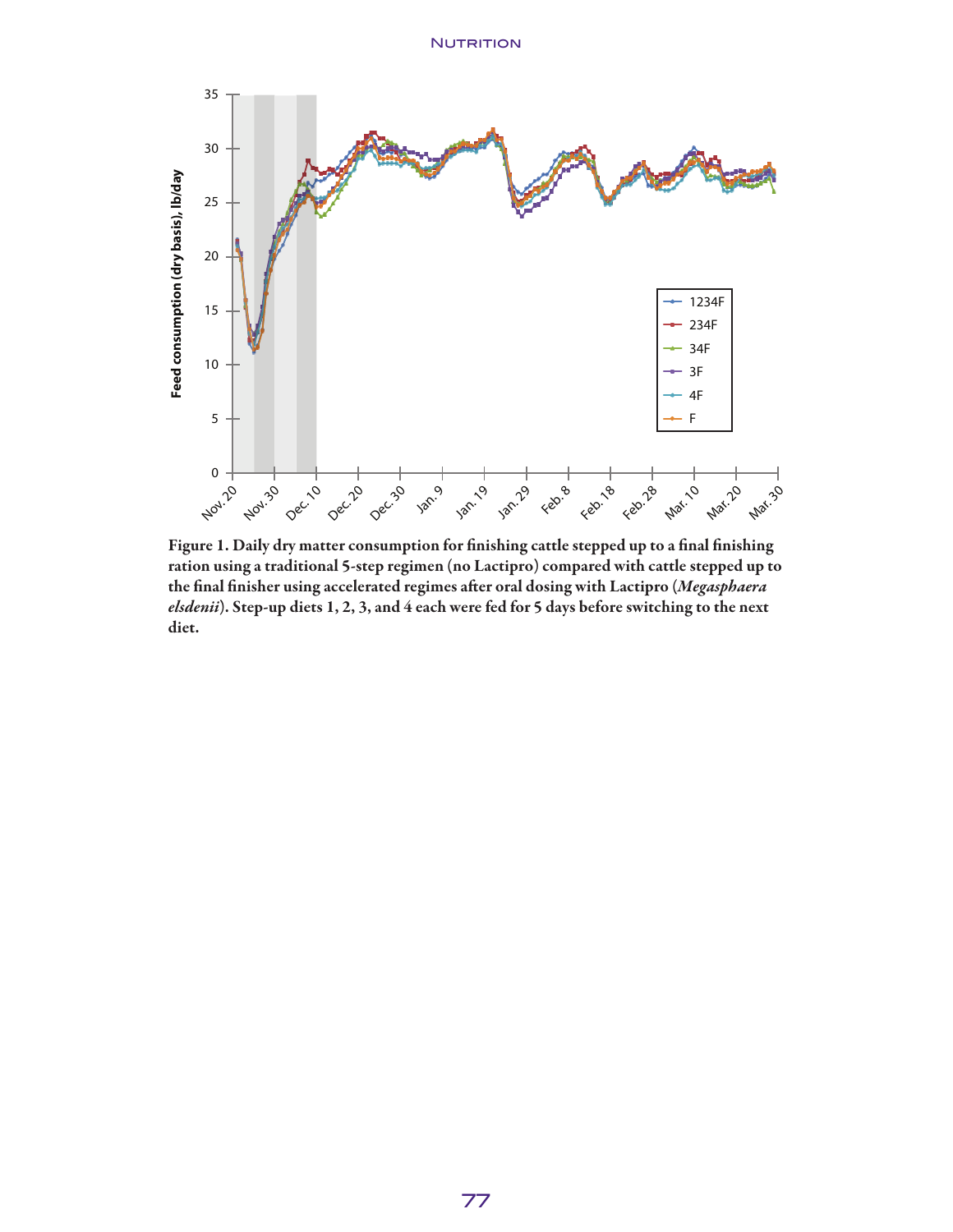Feed consumption (dry basis), lb/day

35
30
25
20
15
10
5
0

Nov. 20
Nov. 30
Dec. 10
Dec. 20
Dec. 30
Jan. 9
Jan. 19
Jan. 29
Feb. 8
Feb. 18
Feb. 28
Mar. 10
Mar. 20
Mar. 30

1234F
234F
34F
3F
4F
F

**Figure 1. Daily dry matter consumption for finishing cattle stepped up to a final finishing ration using a traditional 5-step regimen (no Lactipro) compared with cattle stepped up to the final finisher using accelerated regimes after oral dosing with Lactipro (*Megasphaera elsdenii*). Step-up diets 1, 2, 3, and 4 each were fed for 5 days before switching to the next diet.**